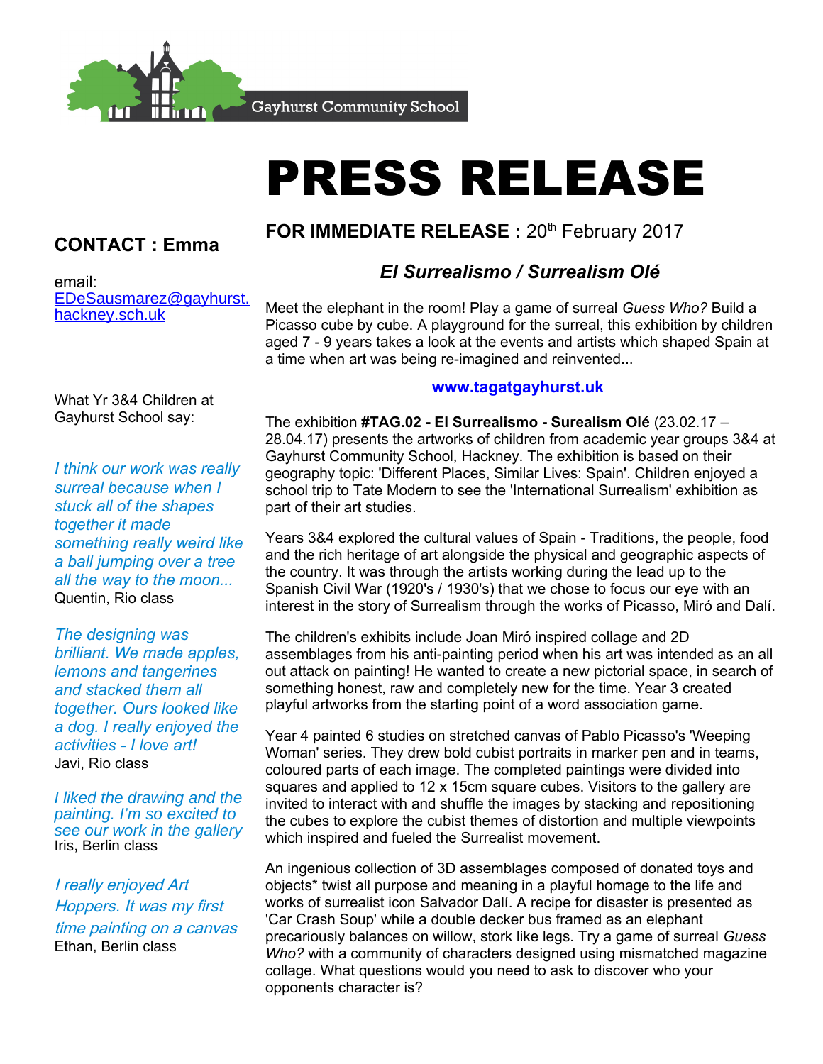Gayhurst Community School

# PRESS RELEASE

**CONTACT : Emma**

email: EDeSausmarez@gayhurst.hackney.sch.uk

What Yr 3&4 Children at Gayhurst School say:

*I think our work was really surreal because when I stuck all of the shapes together it made something really weird like a ball jumping over a tree all the way to the moon...*
Quentin, Rio class

*The designing was brilliant. We made apples, lemons and tangerines and stacked them all together. Ours looked like a dog. I really enjoyed the activities - I love art!*
Javi, Rio class

*I liked the drawing and the painting. I'm so excited to see our work in the gallery*
Iris, Berlin class

*I really enjoyed Art Hoppers. It was my first time painting on a canvas*
Ethan, Berlin class

**FOR IMMEDIATE RELEASE :** 20th February 2017

## *El Surrealismo / Surrealism Olé*

Meet the elephant in the room! Play a game of surreal *Guess Who?* Build a Picasso cube by cube. A playground for the surreal, this exhibition by children aged 7 - 9 years takes a look at the events and artists which shaped Spain at a time when art was being re-imagined and reinvented...

**www.tagatgayhurst.uk**

The exhibition **#TAG.02 - El Surrealismo - Surealism Olé** (23.02.17 – 28.04.17) presents the artworks of children from academic year groups 3&4 at Gayhurst Community School, Hackney. The exhibition is based on their geography topic: 'Different Places, Similar Lives: Spain'. Children enjoyed a school trip to Tate Modern to see the 'International Surrealism' exhibition as part of their art studies.

Years 3&4 explored the cultural values of Spain - Traditions, the people, food and the rich heritage of art alongside the physical and geographic aspects of the country. It was through the artists working during the lead up to the Spanish Civil War (1920's / 1930's) that we chose to focus our eye with an interest in the story of Surrealism through the works of Picasso, Miró and Dalí.

The children's exhibits include Joan Miró inspired collage and 2D assemblages from his anti-painting period when his art was intended as an all out attack on painting! He wanted to create a new pictorial space, in search of something honest, raw and completely new for the time. Year 3 created playful artworks from the starting point of a word association game.

Year 4 painted 6 studies on stretched canvas of Pablo Picasso's 'Weeping Woman' series. They drew bold cubist portraits in marker pen and in teams, coloured parts of each image. The completed paintings were divided into squares and applied to 12 x 15cm square cubes. Visitors to the gallery are invited to interact with and shuffle the images by stacking and repositioning the cubes to explore the cubist themes of distortion and multiple viewpoints which inspired and fueled the Surrealist movement.

An ingenious collection of 3D assemblages composed of donated toys and objects* twist all purpose and meaning in a playful homage to the life and works of surrealist icon Salvador Dalí. A recipe for disaster is presented as 'Car Crash Soup' while a double decker bus framed as an elephant precariously balances on willow, stork like legs. Try a game of surreal *Guess Who?* with a community of characters designed using mismatched magazine collage. What questions would you need to ask to discover who your opponents character is?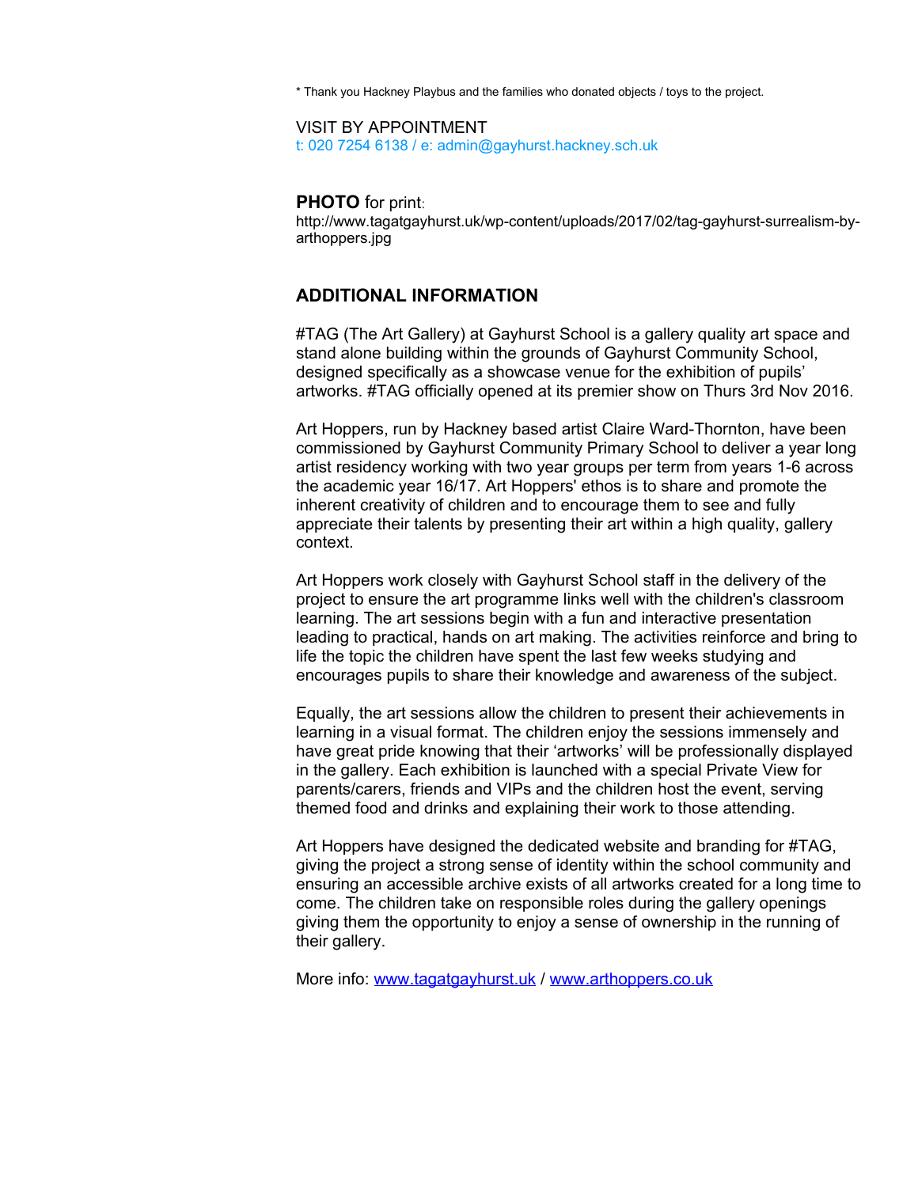* Thank you Hackney Playbus and the families who donated objects / toys to the project.

VISIT BY APPOINTMENT
t: 020 7254 6138 / e: admin@gayhurst.hackney.sch.uk

**PHOTO** for print:
http://www.tagatgayhurst.uk/wp-content/uploads/2017/02/tag-gayhurst-surrealism-by-arthoppers.jpg

## ADDITIONAL INFORMATION

#TAG (The Art Gallery) at Gayhurst School is a gallery quality art space and stand alone building within the grounds of Gayhurst Community School, designed specifically as a showcase venue for the exhibition of pupils' artworks. #TAG officially opened at its premier show on Thurs 3rd Nov 2016.

Art Hoppers, run by Hackney based artist Claire Ward-Thornton, have been commissioned by Gayhurst Community Primary School to deliver a year long artist residency working with two year groups per term from years 1-6 across the academic year 16/17. Art Hoppers' ethos is to share and promote the inherent creativity of children and to encourage them to see and fully appreciate their talents by presenting their art within a high quality, gallery context.

Art Hoppers work closely with Gayhurst School staff in the delivery of the project to ensure the art programme links well with the children's classroom learning. The art sessions begin with a fun and interactive presentation leading to practical, hands on art making. The activities reinforce and bring to life the topic the children have spent the last few weeks studying and encourages pupils to share their knowledge and awareness of the subject.

Equally, the art sessions allow the children to present their achievements in learning in a visual format. The children enjoy the sessions immensely and have great pride knowing that their 'artworks' will be professionally displayed in the gallery. Each exhibition is launched with a special Private View for parents/carers, friends and VIPs and the children host the event, serving themed food and drinks and explaining their work to those attending.

Art Hoppers have designed the dedicated website and branding for #TAG, giving the project a strong sense of identity within the school community and ensuring an accessible archive exists of all artworks created for a long time to come. The children take on responsible roles during the gallery openings giving them the opportunity to enjoy a sense of ownership in the running of their gallery.

More info: www.tagatgayhurst.uk / www.arthoppers.co.uk